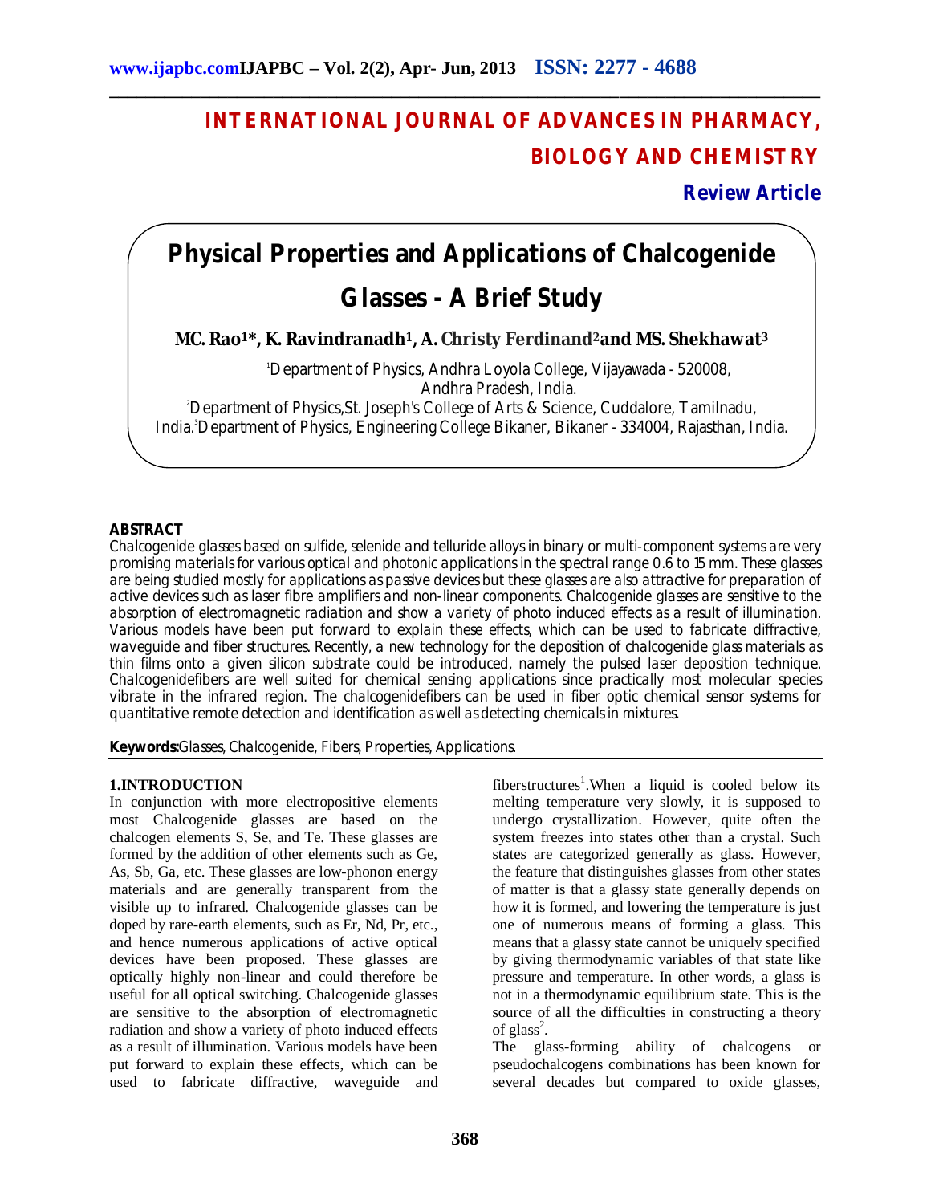# INTERNATIONAL JOURNAL OF ADVANCES IN PHARMACY, BIOLOGY AND CHEMISTRY

**Review Article**

# Physical Properties and Applications of Chalcogenide Glasses - A Brief Study

**MC. Rao[1]*, K. Ravindranadh[1], A. Christy Ferdinand[2] and MS. Shekhawat[3]**

[1]Department of Physics, Andhra Loyola College, Vijayawada - 520008, Andhra Pradesh, India.
[2]Department of Physics, St. Joseph's College of Arts & Science, Cuddalore, Tamilnadu, India.
[3]Department of Physics, Engineering College Bikaner, Bikaner - 334004, Rajasthan, India.

## ABSTRACT

Chalcogenide glasses based on sulfide, selenide and telluride alloys in binary or multi-component systems are very promising materials for various optical and photonic applications in the spectral range 0.6 to 15 mm. These glasses are being studied mostly for applications as passive devices but these glasses are also attractive for preparation of active devices such as laser fibre amplifiers and non-linear components. Chalcogenide glasses are sensitive to the absorption of electromagnetic radiation and show a variety of photo induced effects as a result of illumination. Various models have been put forward to explain these effects, which can be used to fabricate diffractive, waveguide and fiber structures. Recently, a new technology for the deposition of chalcogenide glass materials as thin films onto a given silicon substrate could be introduced, namely the pulsed laser deposition technique. Chalcogenidefibers are well suited for chemical sensing applications since practically most molecular species vibrate in the infrared region. The chalcogenidefibers can be used in fiber optic chemical sensor systems for quantitative remote detection and identification as well as detecting chemicals in mixtures.

**Keywords:** Glasses, Chalcogenide, Fibers, Properties, Applications.

## 1. INTRODUCTION

In conjunction with more electropositive elements most Chalcogenide glasses are based on the chalcogen elements S, Se, and Te. These glasses are formed by the addition of other elements such as Ge, As, Sb, Ga, etc. These glasses are low-phonon energy materials and are generally transparent from the visible up to infrared. Chalcogenide glasses can be doped by rare-earth elements, such as Er, Nd, Pr, etc., and hence numerous applications of active optical devices have been proposed. These glasses are optically highly non-linear and could therefore be useful for all optical switching. Chalcogenide glasses are sensitive to the absorption of electromagnetic radiation and show a variety of photo induced effects as a result of illumination. Various models have been put forward to explain these effects, which can be used to fabricate diffractive, waveguide and fiberstructures[1]. When a liquid is cooled below its melting temperature very slowly, it is supposed to undergo crystallization. However, quite often the system freezes into states other than a crystal. Such states are categorized generally as glass. However, the feature that distinguishes glasses from other states of matter is that a glassy state generally depends on how it is formed, and lowering the temperature is just one of numerous means of forming a glass. This means that a glassy state cannot be uniquely specified by giving thermodynamic variables of that state like pressure and temperature. In other words, a glass is not in a thermodynamic equilibrium state. This is the source of all the difficulties in constructing a theory of glass[2].

The glass-forming ability of chalcogens or pseudochalcogens combinations has been known for several decades but compared to oxide glasses,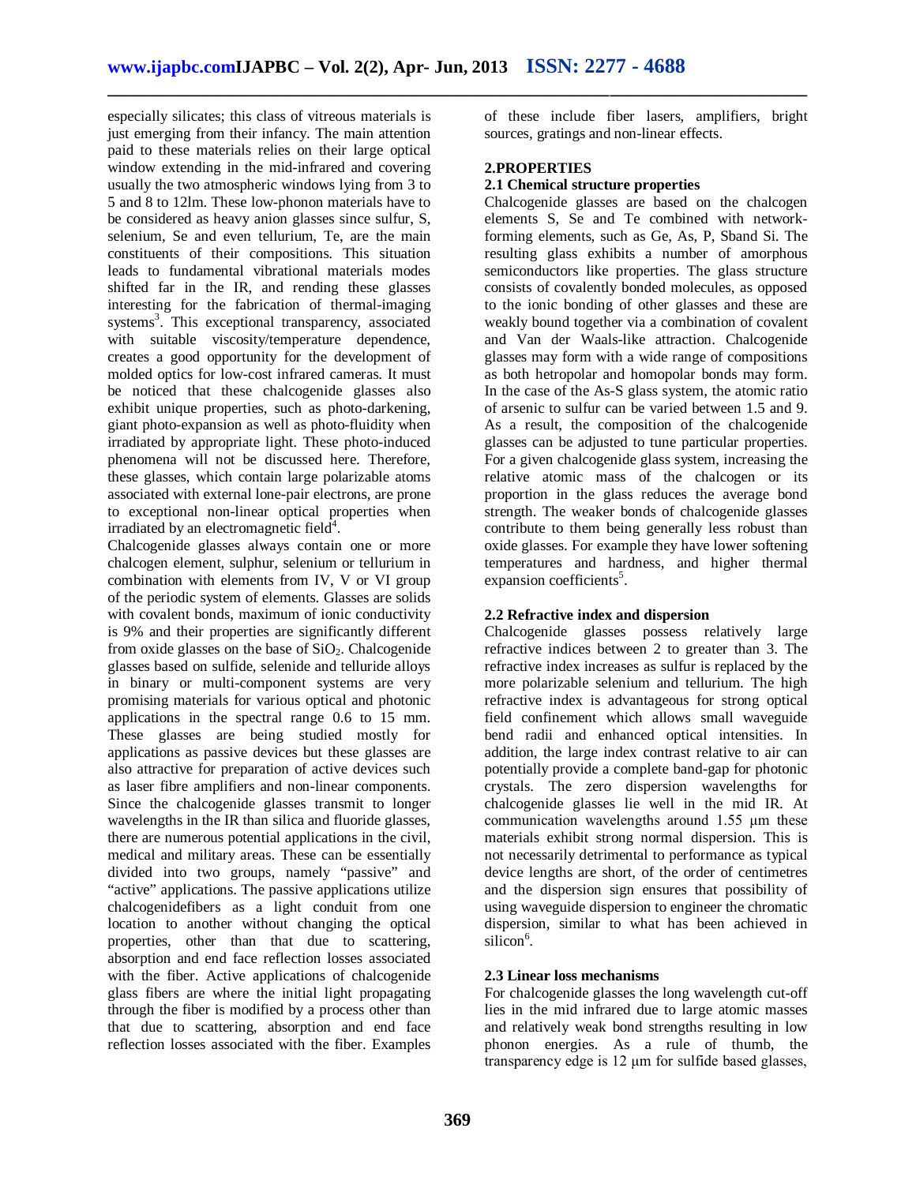especially silicates; this class of vitreous materials is just emerging from their infancy. The main attention paid to these materials relies on their large optical window extending in the mid-infrared and covering usually the two atmospheric windows lying from 3 to 5 and 8 to 12lm. These low-phonon materials have to be considered as heavy anion glasses since sulfur, S, selenium, Se and even tellurium, Te, are the main constituents of their compositions. This situation leads to fundamental vibrational materials modes shifted far in the IR, and rending these glasses interesting for the fabrication of thermal-imaging systems[3]. This exceptional transparency, associated with suitable viscosity/temperature dependence, creates a good opportunity for the development of molded optics for low-cost infrared cameras. It must be noticed that these chalcogenide glasses also exhibit unique properties, such as photo-darkening, giant photo-expansion as well as photo-fluidity when irradiated by appropriate light. These photo-induced phenomena will not be discussed here. Therefore, these glasses, which contain large polarizable atoms associated with external lone-pair electrons, are prone to exceptional non-linear optical properties when irradiated by an electromagnetic field[4].

Chalcogenide glasses always contain one or more chalcogen element, sulphur, selenium or tellurium in combination with elements from IV, V or VI group of the periodic system of elements. Glasses are solids with covalent bonds, maximum of ionic conductivity is 9% and their properties are significantly different from oxide glasses on the base of $SiO_2$. Chalcogenide glasses based on sulfide, selenide and telluride alloys in binary or multi-component systems are very promising materials for various optical and photonic applications in the spectral range 0.6 to 15 mm. These glasses are being studied mostly for applications as passive devices but these glasses are also attractive for preparation of active devices such as laser fibre amplifiers and non-linear components. Since the chalcogenide glasses transmit to longer wavelengths in the IR than silica and fluoride glasses, there are numerous potential applications in the civil, medical and military areas. These can be essentially divided into two groups, namely "passive" and "active" applications. The passive applications utilize chalcogenidefibers as a light conduit from one location to another without changing the optical properties, other than that due to scattering, absorption and end face reflection losses associated with the fiber. Active applications of chalcogenide glass fibers are where the initial light propagating through the fiber is modified by a process other than that due to scattering, absorption and end face reflection losses associated with the fiber. Examples of these include fiber lasers, amplifiers, bright sources, gratings and non-linear effects.

## 2.PROPERTIES

### 2.1 Chemical structure properties

Chalcogenide glasses are based on the chalcogen elements S, Se and Te combined with network-forming elements, such as Ge, As, P, Sband Si. The resulting glass exhibits a number of amorphous semiconductors like properties. The glass structure consists of covalently bonded molecules, as opposed to the ionic bonding of other glasses and these are weakly bound together via a combination of covalent and Van der Waals-like attraction. Chalcogenide glasses may form with a wide range of compositions as both hetropolar and homopolar bonds may form. In the case of the As-S glass system, the atomic ratio of arsenic to sulfur can be varied between 1.5 and 9. As a result, the composition of the chalcogenide glasses can be adjusted to tune particular properties. For a given chalcogenide glass system, increasing the relative atomic mass of the chalcogen or its proportion in the glass reduces the average bond strength. The weaker bonds of chalcogenide glasses contribute to them being generally less robust than oxide glasses. For example they have lower softening temperatures and hardness, and higher thermal expansion coefficients[5].

### 2.2 Refractive index and dispersion

Chalcogenide glasses possess relatively large refractive indices between 2 to greater than 3. The refractive index increases as sulfur is replaced by the more polarizable selenium and tellurium. The high refractive index is advantageous for strong optical field confinement which allows small waveguide bend radii and enhanced optical intensities. In addition, the large index contrast relative to air can potentially provide a complete band-gap for photonic crystals. The zero dispersion wavelengths for chalcogenide glasses lie well in the mid IR. At communication wavelengths around 1.55 μm these materials exhibit strong normal dispersion. This is not necessarily detrimental to performance as typical device lengths are short, of the order of centimetres and the dispersion sign ensures that possibility of using waveguide dispersion to engineer the chromatic dispersion, similar to what has been achieved in silicon[6].

### 2.3 Linear loss mechanisms

For chalcogenide glasses the long wavelength cut-off lies in the mid infrared due to large atomic masses and relatively weak bond strengths resulting in low phonon energies. As a rule of thumb, the transparency edge is 12 μm for sulfide based glasses,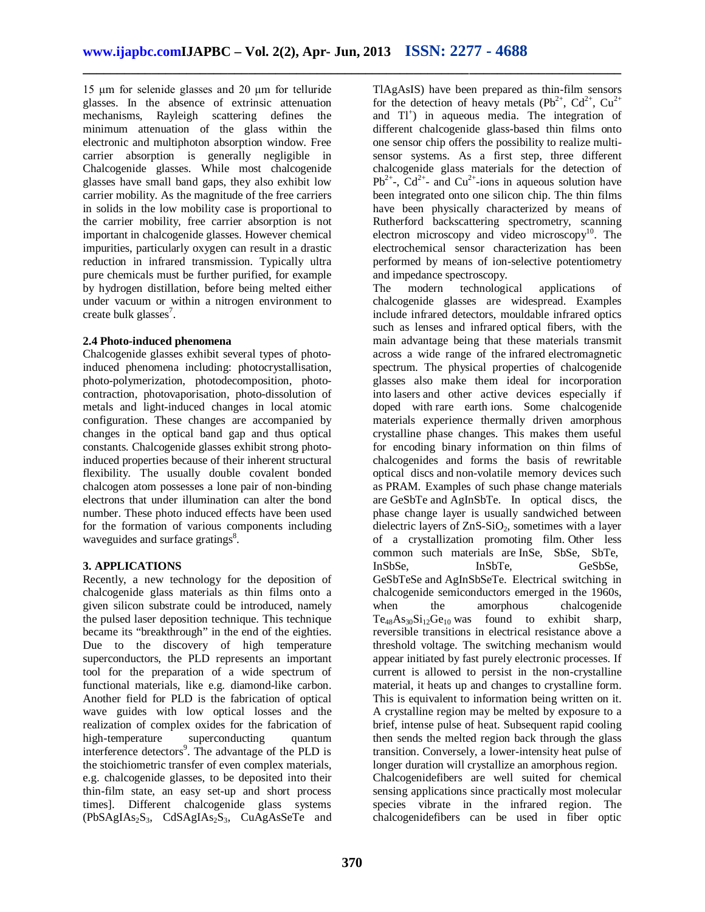15 μm for selenide glasses and 20 μm for telluride glasses. In the absence of extrinsic attenuation mechanisms, Rayleigh scattering defines the minimum attenuation of the glass within the electronic and multiphoton absorption window. Free carrier absorption is generally negligible in Chalcogenide glasses. While most chalcogenide glasses have small band gaps, they also exhibit low carrier mobility. As the magnitude of the free carriers in solids in the low mobility case is proportional to the carrier mobility, free carrier absorption is not important in chalcogenide glasses. However chemical impurities, particularly oxygen can result in a drastic reduction in infrared transmission. Typically ultra pure chemicals must be further purified, for example by hydrogen distillation, before being melted either under vacuum or within a nitrogen environment to create bulk glasses[7].

### 2.4 Photo-induced phenomena

Chalcogenide glasses exhibit several types of photo-induced phenomena including: photocrystallisation, photo-polymerization, photodecomposition, photo-contraction, photovaporisation, photo-dissolution of metals and light-induced changes in local atomic configuration. These changes are accompanied by changes in the optical band gap and thus optical constants. Chalcogenide glasses exhibit strong photo-induced properties because of their inherent structural flexibility. The usually double covalent bonded chalcogen atom possesses a lone pair of non-binding electrons that under illumination can alter the bond number. These photo induced effects have been used for the formation of various components including waveguides and surface gratings[8].

## 3. APPLICATIONS

Recently, a new technology for the deposition of chalcogenide glass materials as thin films onto a given silicon substrate could be introduced, namely the pulsed laser deposition technique. This technique became its "breakthrough" in the end of the eighties. Due to the discovery of high temperature superconductors, the PLD represents an important tool for the preparation of a wide spectrum of functional materials, like e.g. diamond-like carbon. Another field for PLD is the fabrication of optical wave guides with low optical losses and the realization of complex oxides for the fabrication of high-temperature superconducting quantum interference detectors[9]. The advantage of the PLD is the stoichiometric transfer of even complex materials, e.g. chalcogenide glasses, to be deposited into their thin-film state, an easy set-up and short process times]. Different chalcogenide glass systems ($PbSAgIAs_2S_3$, $CdSAgIAs_2S_3$, CuAgAsSeTe and TlAgAsIS) have been prepared as thin-film sensors for the detection of heavy metals ($Pb^{2+}$, $Cd^{2+}$, $Cu^{2+}$ and $Tl^{+}$) in aqueous media. The integration of different chalcogenide glass-based thin films onto one sensor chip offers the possibility to realize multi-sensor systems. As a first step, three different chalcogenide glass materials for the detection of $Pb^{2+}$-, $Cd^{2+}$- and $Cu^{2+}$-ions in aqueous solution have been integrated onto one silicon chip. The thin films have been physically characterized by means of Rutherford backscattering spectrometry, scanning electron microscopy and video microscopy[10]. The electrochemical sensor characterization has been performed by means of ion-selective potentiometry and impedance spectroscopy.

The modern technological applications of chalcogenide glasses are widespread. Examples include infrared detectors, mouldable infrared optics such as lenses and infrared optical fibers, with the main advantage being that these materials transmit across a wide range of the infrared electromagnetic spectrum. The physical properties of chalcogenide glasses also make them ideal for incorporation into lasers and other active devices especially if doped with rare earth ions. Some chalcogenide materials experience thermally driven amorphous crystalline phase changes. This makes them useful for encoding binary information on thin films of chalcogenides and forms the basis of rewritable optical discs and non-volatile memory devices such as PRAM. Examples of such phase change materials are GeSbTe and AgInSbTe. In optical discs, the phase change layer is usually sandwiched between dielectric layers of $ZnS\text{-}SiO_2$, sometimes with a layer of a crystallization promoting film. Other less common such materials are InSe, SbSe, SbTe, InSbSe, InSbTe, GeSbSe, GeSbTeSe and AgInSbSeTe. Electrical switching in chalcogenide semiconductors emerged in the 1960s, when the amorphous chalcogenide $Te_{48}As_{30}Si_{12}Ge_{10}$ was found to exhibit sharp, reversible transitions in electrical resistance above a threshold voltage. The switching mechanism would appear initiated by fast purely electronic processes. If current is allowed to persist in the non-crystalline material, it heats up and changes to crystalline form. This is equivalent to information being written on it. A crystalline region may be melted by exposure to a brief, intense pulse of heat. Subsequent rapid cooling then sends the melted region back through the glass transition. Conversely, a lower-intensity heat pulse of longer duration will crystallize an amorphous region.

Chalcogenidefibers are well suited for chemical sensing applications since practically most molecular species vibrate in the infrared region. The chalcogenidefibers can be used in fiber optic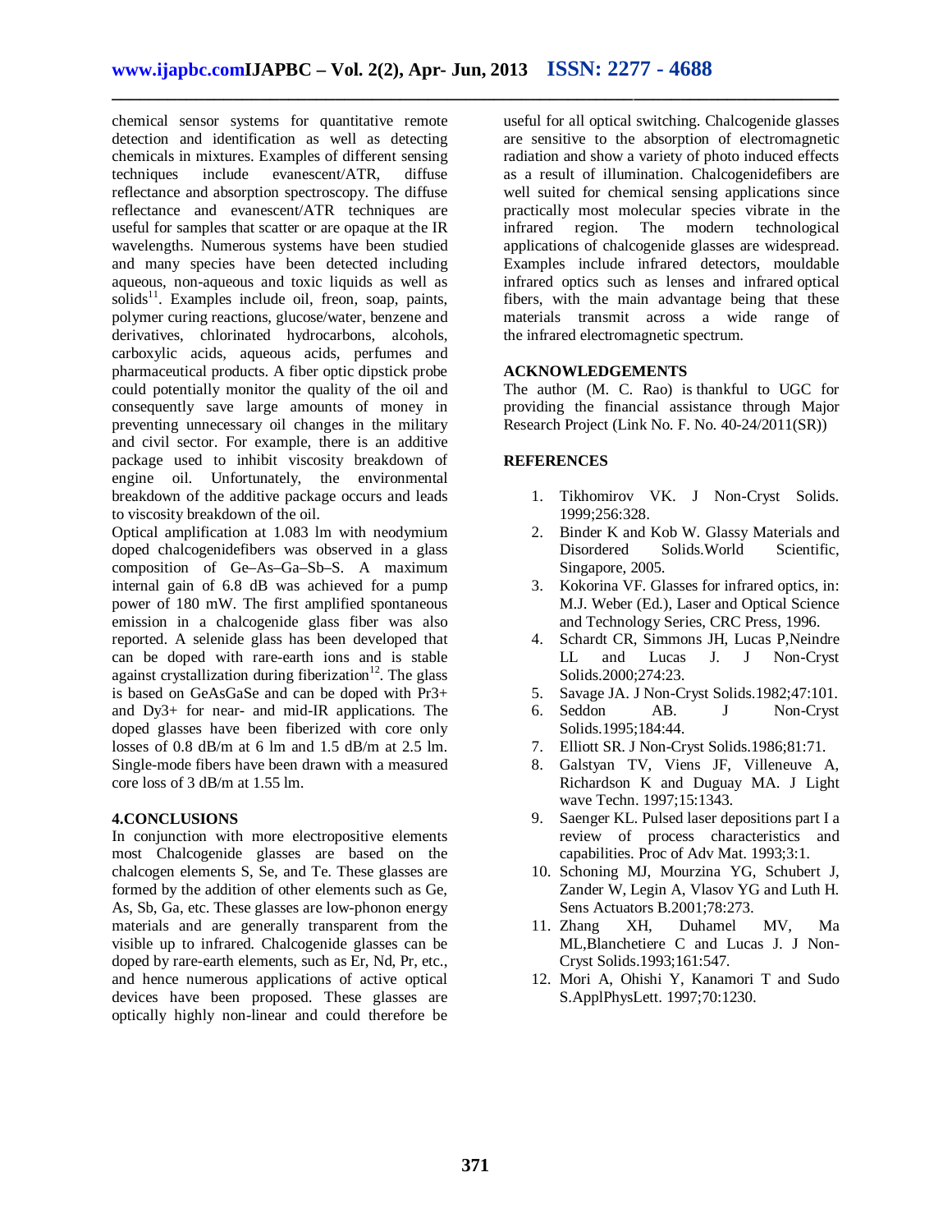chemical sensor systems for quantitative remote detection and identification as well as detecting chemicals in mixtures. Examples of different sensing techniques include evanescent/ATR, diffuse reflectance and absorption spectroscopy. The diffuse reflectance and evanescent/ATR techniques are useful for samples that scatter or are opaque at the IR wavelengths. Numerous systems have been studied and many species have been detected including aqueous, non-aqueous and toxic liquids as well as solids[11]. Examples include oil, freon, soap, paints, polymer curing reactions, glucose/water, benzene and derivatives, chlorinated hydrocarbons, alcohols, carboxylic acids, aqueous acids, perfumes and pharmaceutical products. A fiber optic dipstick probe could potentially monitor the quality of the oil and consequently save large amounts of money in preventing unnecessary oil changes in the military and civil sector. For example, there is an additive package used to inhibit viscosity breakdown of engine oil. Unfortunately, the environmental breakdown of the additive package occurs and leads to viscosity breakdown of the oil.

Optical amplification at 1.083 lm with neodymium doped chalcogenidefibers was observed in a glass composition of Ge–As–Ga–Sb–S. A maximum internal gain of 6.8 dB was achieved for a pump power of 180 mW. The first amplified spontaneous emission in a chalcogenide glass fiber was also reported. A selenide glass has been developed that can be doped with rare-earth ions and is stable against crystallization during fiberization[12]. The glass is based on GeAsGaSe and can be doped with $Pr^{3+}$ and $Dy^{3+}$ for near- and mid-IR applications. The doped glasses have been fiberized with core only losses of 0.8 dB/m at 6 lm and 1.5 dB/m at 2.5 lm. Single-mode fibers have been drawn with a measured core loss of 3 dB/m at 1.55 lm.

## 4.CONCLUSIONS

In conjunction with more electropositive elements most Chalcogenide glasses are based on the chalcogen elements S, Se, and Te. These glasses are formed by the addition of other elements such as Ge, As, Sb, Ga, etc. These glasses are low-phonon energy materials and are generally transparent from the visible up to infrared. Chalcogenide glasses can be doped by rare-earth elements, such as Er, Nd, Pr, etc., and hence numerous applications of active optical devices have been proposed. These glasses are optically highly non-linear and could therefore be useful for all optical switching. Chalcogenide glasses are sensitive to the absorption of electromagnetic radiation and show a variety of photo induced effects as a result of illumination. Chalcogenidefibers are well suited for chemical sensing applications since practically most molecular species vibrate in the infrared region. The modern technological applications of chalcogenide glasses are widespread. Examples include infrared detectors, mouldable infrared optics such as lenses and infrared optical fibers, with the main advantage being that these materials transmit across a wide range of the infrared electromagnetic spectrum.

## ACKNOWLEDGEMENTS

The author (M. C. Rao) is thankful to UGC for providing the financial assistance through Major Research Project (Link No. F. No. 40-24/2011(SR))

## REFERENCES

1. Tikhomirov VK. J Non-Cryst Solids. 1999;256:328.
2. Binder K and Kob W. Glassy Materials and Disordered Solids.World Scientific, Singapore, 2005.
3. Kokorina VF. Glasses for infrared optics, in: M.J. Weber (Ed.), Laser and Optical Science and Technology Series, CRC Press, 1996.
4. Schardt CR, Simmons JH, Lucas P,Neindre LL and Lucas J. J Non-Cryst Solids.2000;274:23.
5. Savage JA. J Non-Cryst Solids.1982;47:101.
6. Seddon AB. J Non-Cryst Solids.1995;184:44.
7. Elliott SR. J Non-Cryst Solids.1986;81:71.
8. Galstyan TV, Viens JF, Villeneuve A, Richardson K and Duguay MA. J Light wave Techn. 1997;15:1343.
9. Saenger KL. Pulsed laser depositions part I a review of process characteristics and capabilities. Proc of Adv Mat. 1993;3:1.
10. Schoning MJ, Mourzina YG, Schubert J, Zander W, Legin A, Vlasov YG and Luth H. Sens Actuators B.2001;78:273.
11. Zhang XH, Duhamel MV, Ma ML,Blanchetiere C and Lucas J. J Non-Cryst Solids.1993;161:547.
12. Mori A, Ohishi Y, Kanamori T and Sudo S.ApplPhysLett. 1997;70:1230.